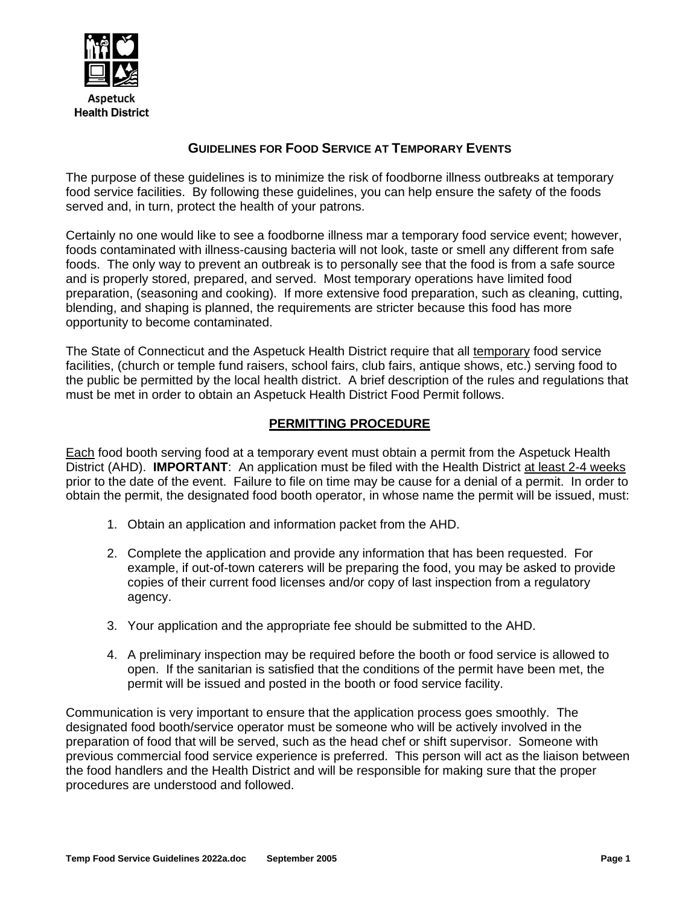Aspetuck Health District

## GUIDELINES FOR FOOD SERVICE AT TEMPORARY EVENTS

The purpose of these guidelines is to minimize the risk of foodborne illness outbreaks at temporary food service facilities. By following these guidelines, you can help ensure the safety of the foods served and, in turn, protect the health of your patrons.

Certainly no one would like to see a foodborne illness mar a temporary food service event; however, foods contaminated with illness-causing bacteria will not look, taste or smell any different from safe foods. The only way to prevent an outbreak is to personally see that the food is from a safe source and is properly stored, prepared, and served. Most temporary operations have limited food preparation, (seasoning and cooking). If more extensive food preparation, such as cleaning, cutting, blending, and shaping is planned, the requirements are stricter because this food has more opportunity to become contaminated.

The State of Connecticut and the Aspetuck Health District require that all temporary food service facilities, (church or temple fund raisers, school fairs, club fairs, antique shows, etc.) serving food to the public be permitted by the local health district. A brief description of the rules and regulations that must be met in order to obtain an Aspetuck Health District Food Permit follows.

### PERMITTING PROCEDURE

Each food booth serving food at a temporary event must obtain a permit from the Aspetuck Health District (AHD). **IMPORTANT**: An application must be filed with the Health District at least 2-4 weeks prior to the date of the event. Failure to file on time may be cause for a denial of a permit. In order to obtain the permit, the designated food booth operator, in whose name the permit will be issued, must:

1. Obtain an application and information packet from the AHD.
2. Complete the application and provide any information that has been requested. For example, if out-of-town caterers will be preparing the food, you may be asked to provide copies of their current food licenses and/or copy of last inspection from a regulatory agency.
3. Your application and the appropriate fee should be submitted to the AHD.
4. A preliminary inspection may be required before the booth or food service is allowed to open. If the sanitarian is satisfied that the conditions of the permit have been met, the permit will be issued and posted in the booth or food service facility.

Communication is very important to ensure that the application process goes smoothly. The designated food booth/service operator must be someone who will be actively involved in the preparation of food that will be served, such as the head chef or shift supervisor. Someone with previous commercial food service experience is preferred. This person will act as the liaison between the food handlers and the Health District and will be responsible for making sure that the proper procedures are understood and followed.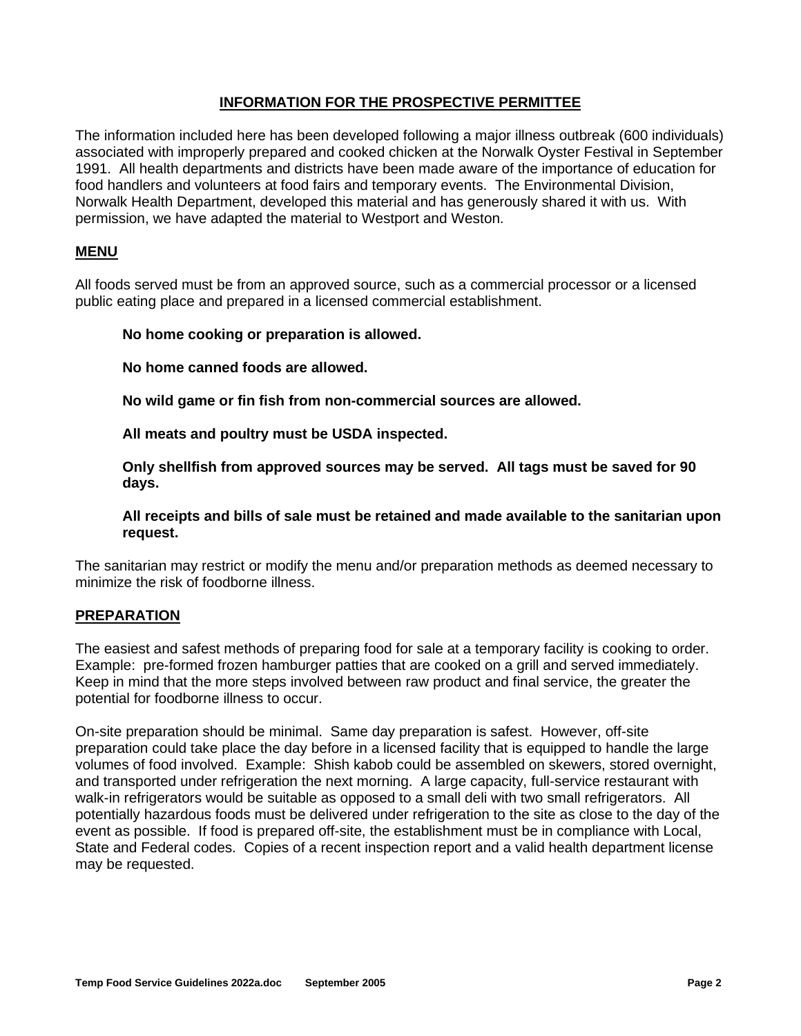## INFORMATION FOR THE PROSPECTIVE PERMITTEE

The information included here has been developed following a major illness outbreak (600 individuals) associated with improperly prepared and cooked chicken at the Norwalk Oyster Festival in September 1991. All health departments and districts have been made aware of the importance of education for food handlers and volunteers at food fairs and temporary events. The Environmental Division, Norwalk Health Department, developed this material and has generously shared it with us. With permission, we have adapted the material to Westport and Weston.

### MENU

All foods served must be from an approved source, such as a commercial processor or a licensed public eating place and prepared in a licensed commercial establishment.

**No home cooking or preparation is allowed.**

**No home canned foods are allowed.**

**No wild game or fin fish from non-commercial sources are allowed.**

**All meats and poultry must be USDA inspected.**

**Only shellfish from approved sources may be served. All tags must be saved for 90 days.**

**All receipts and bills of sale must be retained and made available to the sanitarian upon request.**

The sanitarian may restrict or modify the menu and/or preparation methods as deemed necessary to minimize the risk of foodborne illness.

### PREPARATION

The easiest and safest methods of preparing food for sale at a temporary facility is cooking to order. Example: pre-formed frozen hamburger patties that are cooked on a grill and served immediately. Keep in mind that the more steps involved between raw product and final service, the greater the potential for foodborne illness to occur.

On-site preparation should be minimal. Same day preparation is safest. However, off-site preparation could take place the day before in a licensed facility that is equipped to handle the large volumes of food involved. Example: Shish kabob could be assembled on skewers, stored overnight, and transported under refrigeration the next morning. A large capacity, full-service restaurant with walk-in refrigerators would be suitable as opposed to a small deli with two small refrigerators. All potentially hazardous foods must be delivered under refrigeration to the site as close to the day of the event as possible. If food is prepared off-site, the establishment must be in compliance with Local, State and Federal codes. Copies of a recent inspection report and a valid health department license may be requested.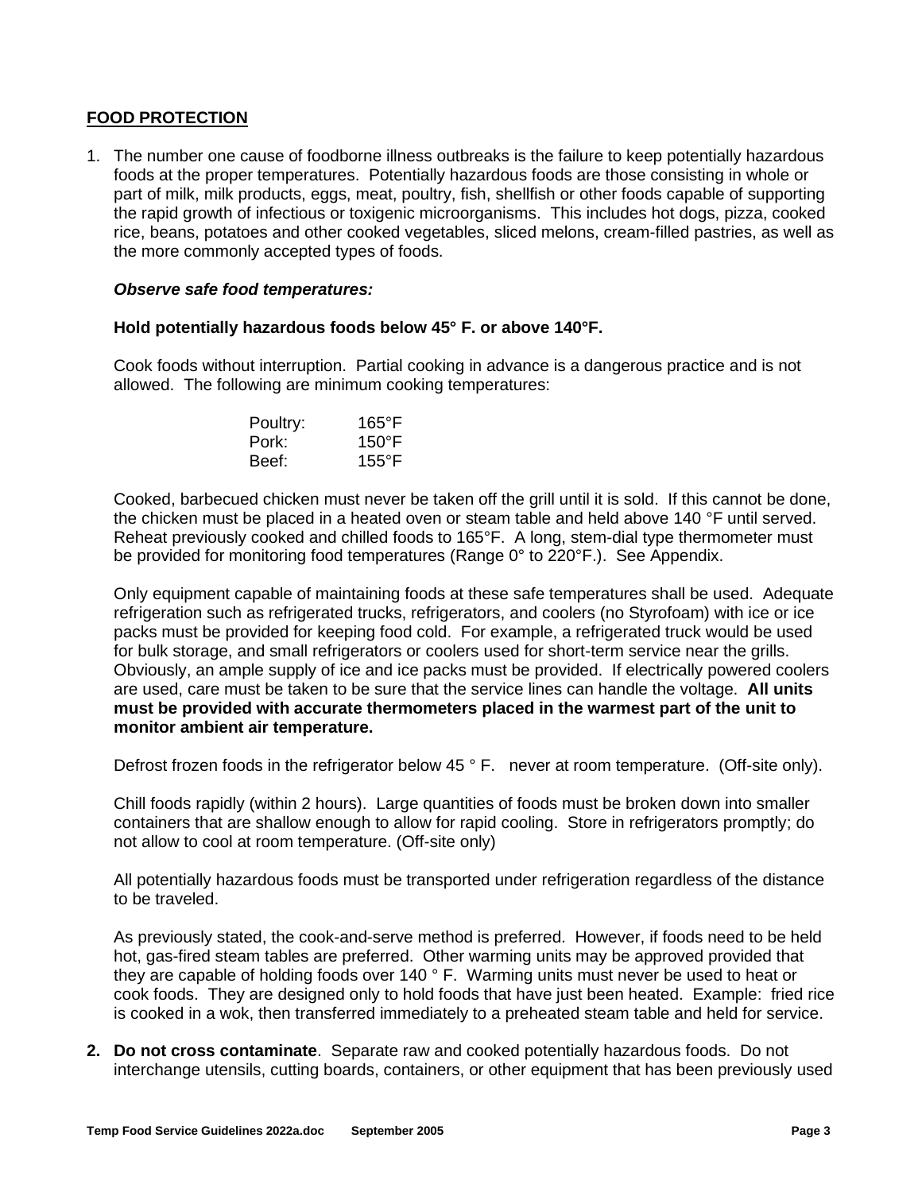## FOOD PROTECTION

1. The number one cause of foodborne illness outbreaks is the failure to keep potentially hazardous foods at the proper temperatures. Potentially hazardous foods are those consisting in whole or part of milk, milk products, eggs, meat, poultry, fish, shellfish or other foods capable of supporting the rapid growth of infectious or toxigenic microorganisms. This includes hot dogs, pizza, cooked rice, beans, potatoes and other cooked vegetables, sliced melons, cream-filled pastries, as well as the more commonly accepted types of foods.

   ***Observe safe food temperatures:***

   **Hold potentially hazardous foods below 45° F. or above 140°F.**

   Cook foods without interruption. Partial cooking in advance is a dangerous practice and is not allowed. The following are minimum cooking temperatures:

   | | |
   |---|---|
   | Poultry: | 165°F |
   | Pork: | 150°F |
   | Beef: | 155°F |

   Cooked, barbecued chicken must never be taken off the grill until it is sold. If this cannot be done, the chicken must be placed in a heated oven or steam table and held above 140 °F until served. Reheat previously cooked and chilled foods to 165°F. A long, stem-dial type thermometer must be provided for monitoring food temperatures (Range 0° to 220°F.). See Appendix.

   Only equipment capable of maintaining foods at these safe temperatures shall be used. Adequate refrigeration such as refrigerated trucks, refrigerators, and coolers (no Styrofoam) with ice or ice packs must be provided for keeping food cold. For example, a refrigerated truck would be used for bulk storage, and small refrigerators or coolers used for short-term service near the grills. Obviously, an ample supply of ice and ice packs must be provided. If electrically powered coolers are used, care must be taken to be sure that the service lines can handle the voltage. **All units must be provided with accurate thermometers placed in the warmest part of the unit to monitor ambient air temperature.**

   Defrost frozen foods in the refrigerator below 45 ° F. never at room temperature. (Off-site only).

   Chill foods rapidly (within 2 hours). Large quantities of foods must be broken down into smaller containers that are shallow enough to allow for rapid cooling. Store in refrigerators promptly; do not allow to cool at room temperature. (Off-site only)

   All potentially hazardous foods must be transported under refrigeration regardless of the distance to be traveled.

   As previously stated, the cook-and-serve method is preferred. However, if foods need to be held hot, gas-fired steam tables are preferred. Other warming units may be approved provided that they are capable of holding foods over 140 ° F. Warming units must never be used to heat or cook foods. They are designed only to hold foods that have just been heated. Example: fried rice is cooked in a wok, then transferred immediately to a preheated steam table and held for service.

2. **Do not cross contaminate**. Separate raw and cooked potentially hazardous foods. Do not interchange utensils, cutting boards, containers, or other equipment that has been previously used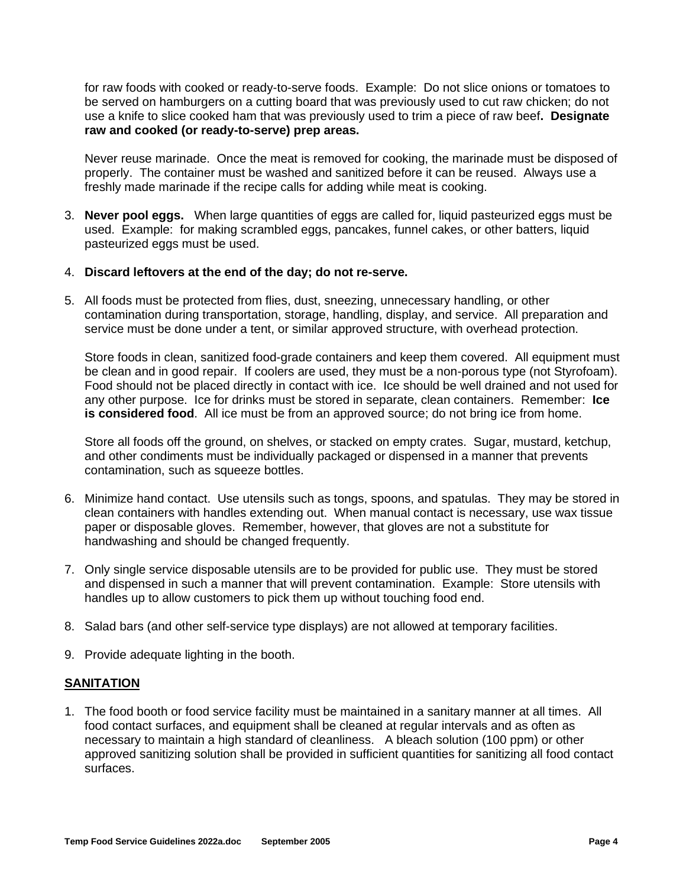for raw foods with cooked or ready-to-serve foods. Example: Do not slice onions or tomatoes to be served on hamburgers on a cutting board that was previously used to cut raw chicken; do not use a knife to slice cooked ham that was previously used to trim a piece of raw beef**. Designate raw and cooked (or ready-to-serve) prep areas.**

Never reuse marinade. Once the meat is removed for cooking, the marinade must be disposed of properly. The container must be washed and sanitized before it can be reused. Always use a freshly made marinade if the recipe calls for adding while meat is cooking.

3. **Never pool eggs.** When large quantities of eggs are called for, liquid pasteurized eggs must be used. Example: for making scrambled eggs, pancakes, funnel cakes, or other batters, liquid pasteurized eggs must be used.

4. **Discard leftovers at the end of the day; do not re-serve.**

5. All foods must be protected from flies, dust, sneezing, unnecessary handling, or other contamination during transportation, storage, handling, display, and service. All preparation and service must be done under a tent, or similar approved structure, with overhead protection.

   Store foods in clean, sanitized food-grade containers and keep them covered. All equipment must be clean and in good repair. If coolers are used, they must be a non-porous type (not Styrofoam). Food should not be placed directly in contact with ice. Ice should be well drained and not used for any other purpose. Ice for drinks must be stored in separate, clean containers. Remember: **Ice is considered food**. All ice must be from an approved source; do not bring ice from home.

   Store all foods off the ground, on shelves, or stacked on empty crates. Sugar, mustard, ketchup, and other condiments must be individually packaged or dispensed in a manner that prevents contamination, such as squeeze bottles.

6. Minimize hand contact. Use utensils such as tongs, spoons, and spatulas. They may be stored in clean containers with handles extending out. When manual contact is necessary, use wax tissue paper or disposable gloves. Remember, however, that gloves are not a substitute for handwashing and should be changed frequently.

7. Only single service disposable utensils are to be provided for public use. They must be stored and dispensed in such a manner that will prevent contamination. Example: Store utensils with handles up to allow customers to pick them up without touching food end.

8. Salad bars (and other self-service type displays) are not allowed at temporary facilities.

9. Provide adequate lighting in the booth.

## SANITATION

1. The food booth or food service facility must be maintained in a sanitary manner at all times. All food contact surfaces, and equipment shall be cleaned at regular intervals and as often as necessary to maintain a high standard of cleanliness. A bleach solution (100 ppm) or other approved sanitizing solution shall be provided in sufficient quantities for sanitizing all food contact surfaces.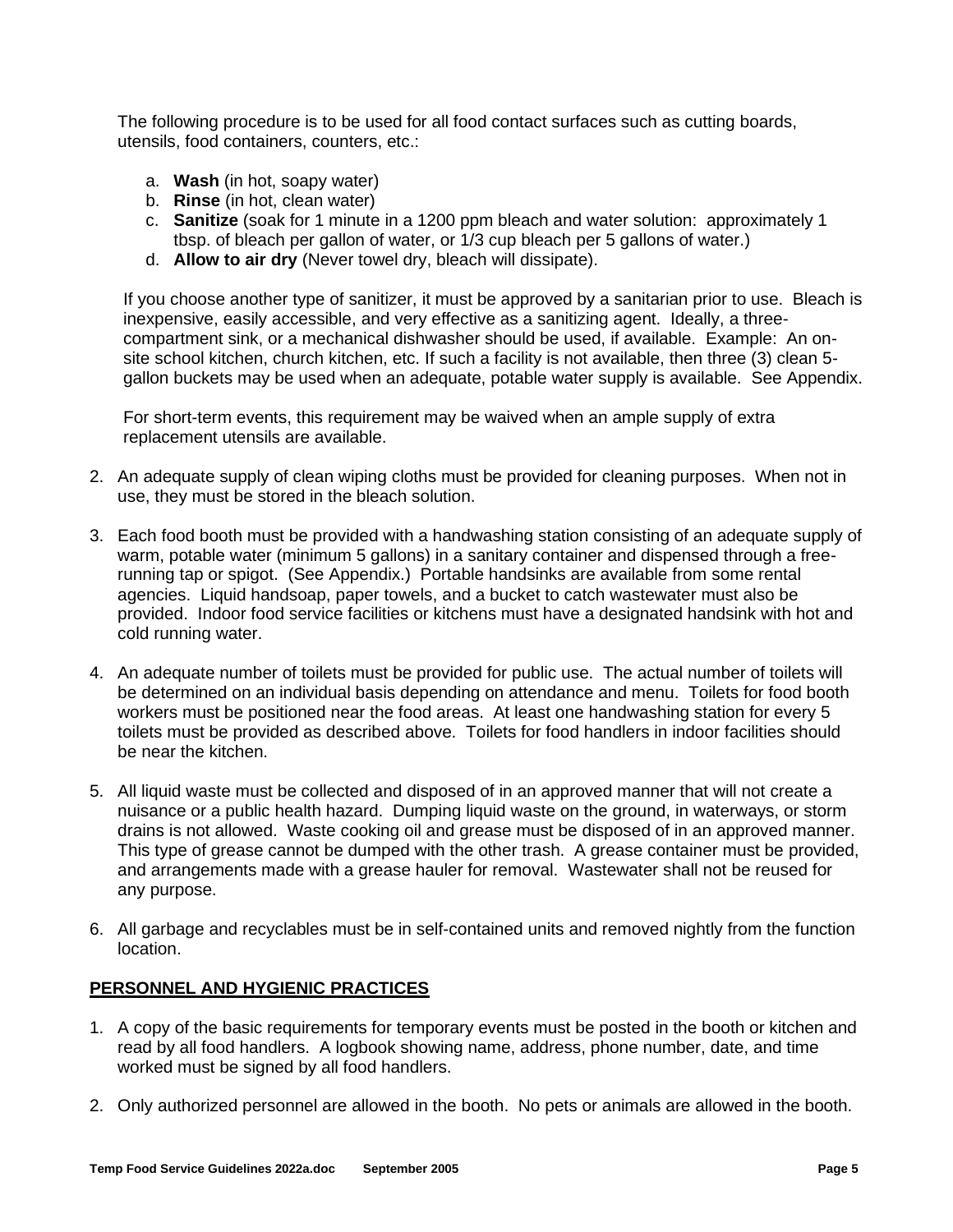The following procedure is to be used for all food contact surfaces such as cutting boards, utensils, food containers, counters, etc.:

a. **Wash** (in hot, soapy water)
b. **Rinse** (in hot, clean water)
c. **Sanitize** (soak for 1 minute in a 1200 ppm bleach and water solution: approximately 1 tbsp. of bleach per gallon of water, or 1/3 cup bleach per 5 gallons of water.)
d. **Allow to air dry** (Never towel dry, bleach will dissipate).

If you choose another type of sanitizer, it must be approved by a sanitarian prior to use. Bleach is inexpensive, easily accessible, and very effective as a sanitizing agent. Ideally, a three-compartment sink, or a mechanical dishwasher should be used, if available. Example: An on-site school kitchen, church kitchen, etc. If such a facility is not available, then three (3) clean 5-gallon buckets may be used when an adequate, potable water supply is available. See Appendix.

For short-term events, this requirement may be waived when an ample supply of extra replacement utensils are available.

2. An adequate supply of clean wiping cloths must be provided for cleaning purposes. When not in use, they must be stored in the bleach solution.

3. Each food booth must be provided with a handwashing station consisting of an adequate supply of warm, potable water (minimum 5 gallons) in a sanitary container and dispensed through a free-running tap or spigot. (See Appendix.) Portable handsinks are available from some rental agencies. Liquid handsoap, paper towels, and a bucket to catch wastewater must also be provided. Indoor food service facilities or kitchens must have a designated handsink with hot and cold running water.

4. An adequate number of toilets must be provided for public use. The actual number of toilets will be determined on an individual basis depending on attendance and menu. Toilets for food booth workers must be positioned near the food areas. At least one handwashing station for every 5 toilets must be provided as described above. Toilets for food handlers in indoor facilities should be near the kitchen.

5. All liquid waste must be collected and disposed of in an approved manner that will not create a nuisance or a public health hazard. Dumping liquid waste on the ground, in waterways, or storm drains is not allowed. Waste cooking oil and grease must be disposed of in an approved manner. This type of grease cannot be dumped with the other trash. A grease container must be provided, and arrangements made with a grease hauler for removal. Wastewater shall not be reused for any purpose.

6. All garbage and recyclables must be in self-contained units and removed nightly from the function location.

## PERSONNEL AND HYGIENIC PRACTICES

1. A copy of the basic requirements for temporary events must be posted in the booth or kitchen and read by all food handlers. A logbook showing name, address, phone number, date, and time worked must be signed by all food handlers.

2. Only authorized personnel are allowed in the booth. No pets or animals are allowed in the booth.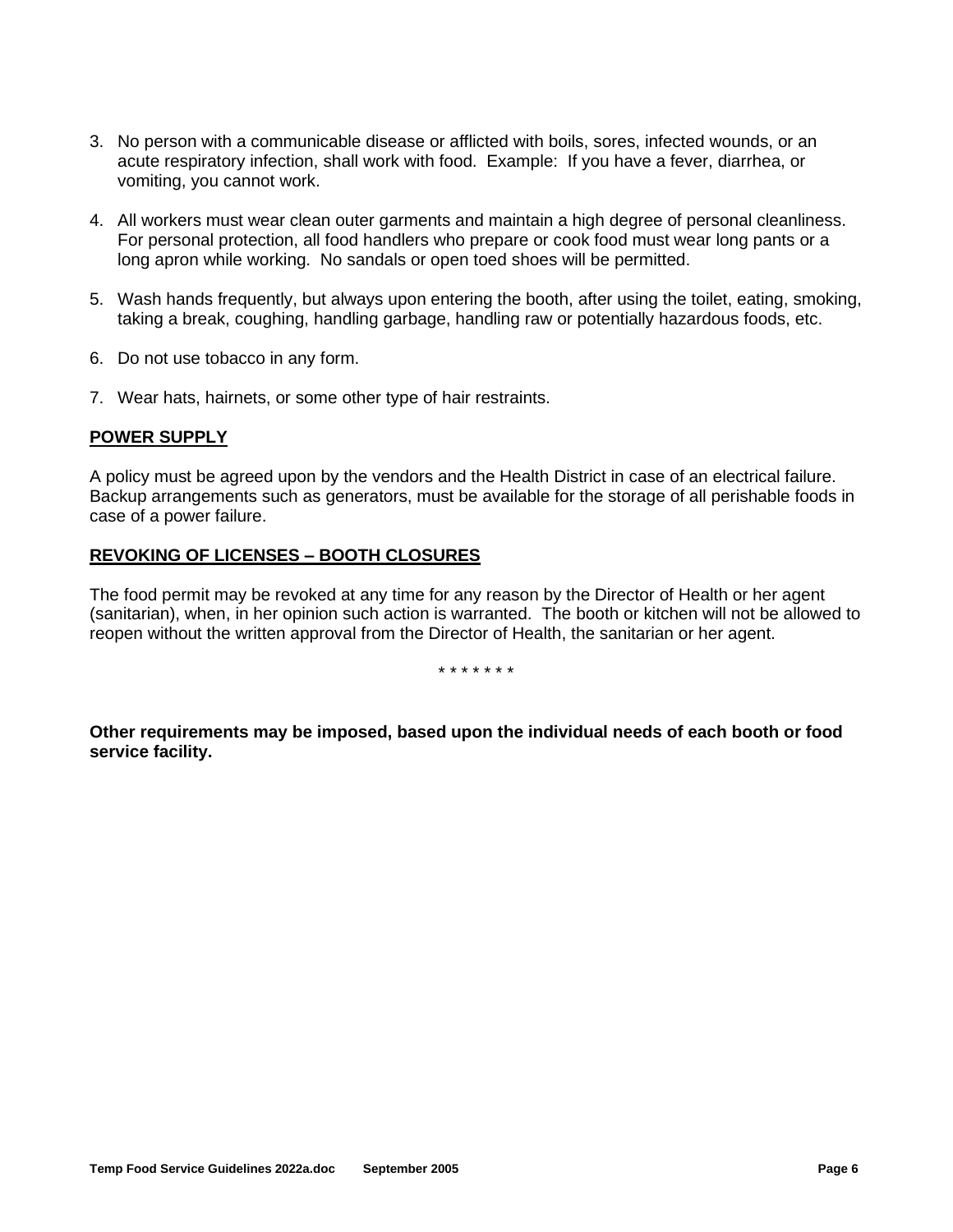3. No person with a communicable disease or afflicted with boils, sores, infected wounds, or an acute respiratory infection, shall work with food. Example: If you have a fever, diarrhea, or vomiting, you cannot work.

4. All workers must wear clean outer garments and maintain a high degree of personal cleanliness. For personal protection, all food handlers who prepare or cook food must wear long pants or a long apron while working. No sandals or open toed shoes will be permitted.

5. Wash hands frequently, but always upon entering the booth, after using the toilet, eating, smoking, taking a break, coughing, handling garbage, handling raw or potentially hazardous foods, etc.

6. Do not use tobacco in any form.

7. Wear hats, hairnets, or some other type of hair restraints.

## POWER SUPPLY

A policy must be agreed upon by the vendors and the Health District in case of an electrical failure. Backup arrangements such as generators, must be available for the storage of all perishable foods in case of a power failure.

## REVOKING OF LICENSES – BOOTH CLOSURES

The food permit may be revoked at any time for any reason by the Director of Health or her agent (sanitarian), when, in her opinion such action is warranted. The booth or kitchen will not be allowed to reopen without the written approval from the Director of Health, the sanitarian or her agent.

\* \* \* \* \* \* \*

**Other requirements may be imposed, based upon the individual needs of each booth or food service facility.**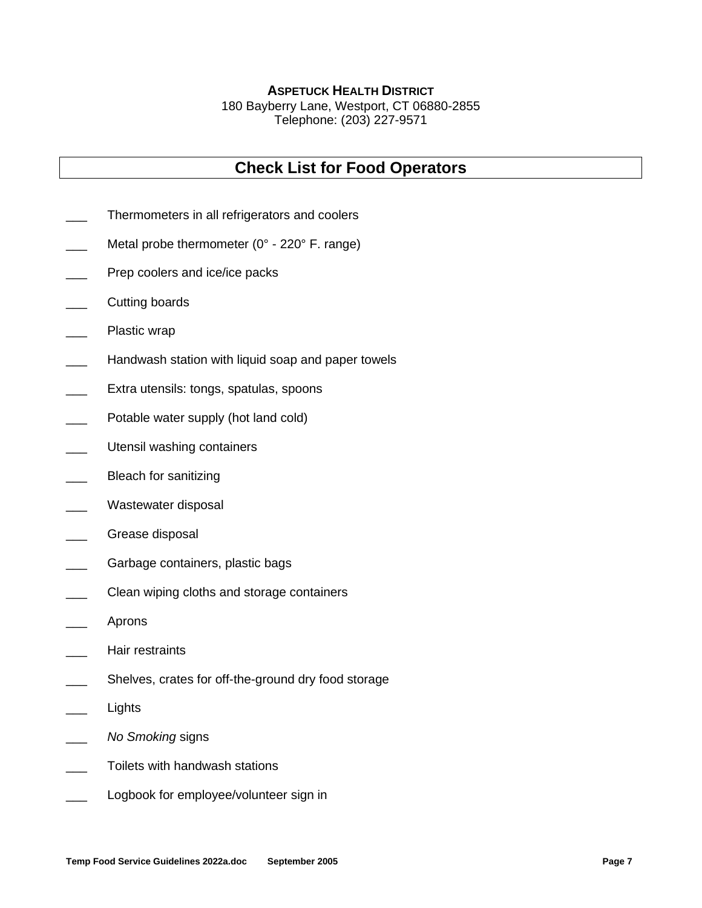**ASPETUCK HEALTH DISTRICT**
180 Bayberry Lane, Westport, CT 06880-2855
Telephone: (203) 227-9571

# Check List for Food Operators

___ Thermometers in all refrigerators and coolers

___ Metal probe thermometer (0° - 220° F. range)

___ Prep coolers and ice/ice packs

___ Cutting boards

___ Plastic wrap

___ Handwash station with liquid soap and paper towels

___ Extra utensils: tongs, spatulas, spoons

___ Potable water supply (hot land cold)

___ Utensil washing containers

___ Bleach for sanitizing

___ Wastewater disposal

___ Grease disposal

___ Garbage containers, plastic bags

___ Clean wiping cloths and storage containers

___ Aprons

___ Hair restraints

___ Shelves, crates for off-the-ground dry food storage

___ Lights

___ *No Smoking* signs

___ Toilets with handwash stations

___ Logbook for employee/volunteer sign in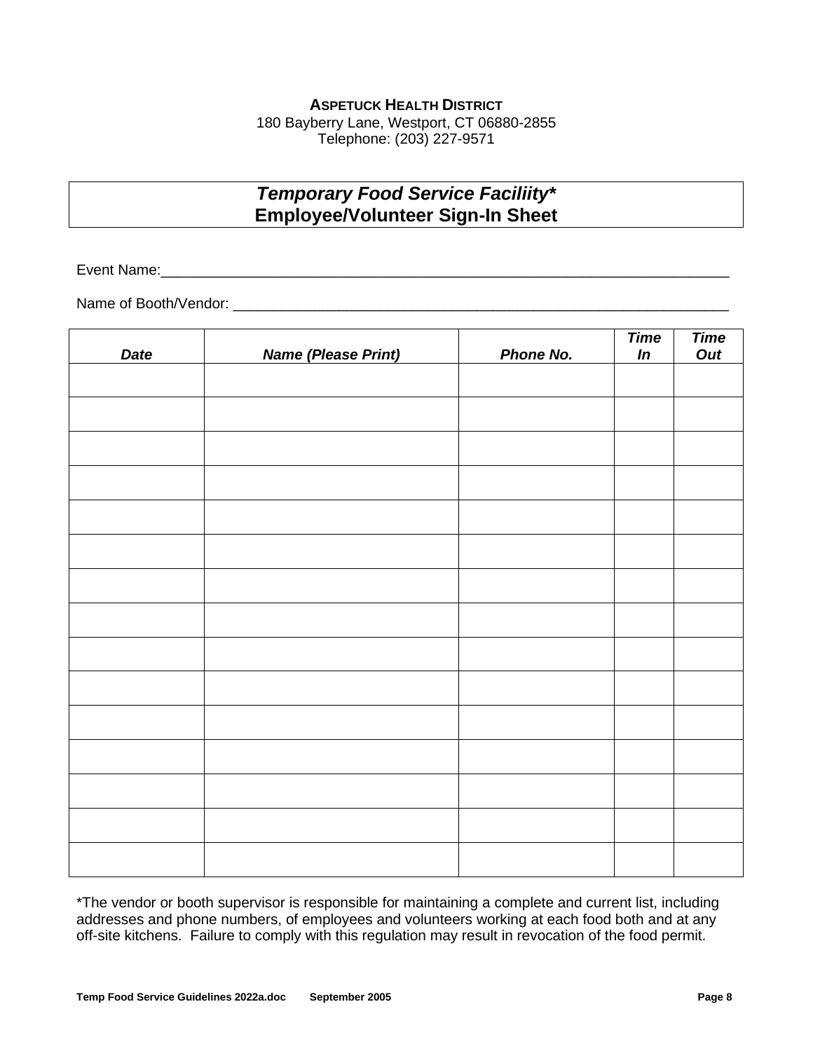**ASPETUCK HEALTH DISTRICT**
180 Bayberry Lane, Westport, CT 06880-2855
Telephone: (203) 227-9571

# *Temporary Food Service Faciliity**
# Employee/Volunteer Sign-In Sheet

Event Name:___________________________________________________________________________

Name of Booth/Vendor: _______________________________________________________________

| *Date* | *Name (Please Print)* | *Phone No.* | *Time In* | *Time Out* |
|---|---|---|---|---|
| | | | | |
| | | | | |
| | | | | |
| | | | | |
| | | | | |
| | | | | |
| | | | | |
| | | | | |
| | | | | |
| | | | | |
| | | | | |
| | | | | |
| | | | | |
| | | | | |
| | | | | |

*The vendor or booth supervisor is responsible for maintaining a complete and current list, including addresses and phone numbers, of employees and volunteers working at each food both and at any off-site kitchens. Failure to comply with this regulation may result in revocation of the food permit.